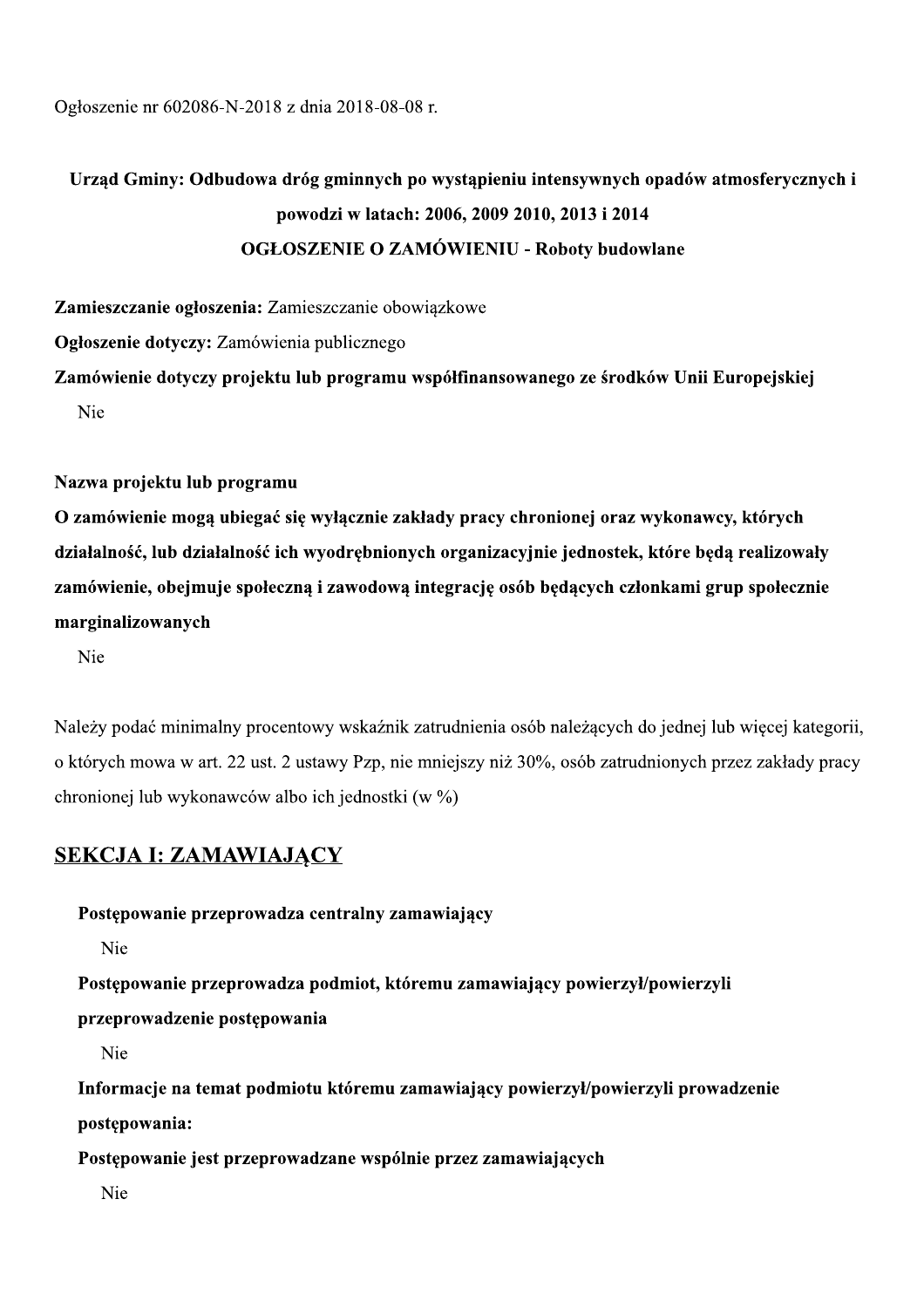Ogłoszenie nr 602086-N-2018 z dnia 2018-08-08 r.

**Urząd Gminy: Odbudowa dróg gminnych po wystąpieniu intensywnych opadów atmosferycznych i powodzi w latach: 2006, 2009 2010, 2013 i 2014**

**OGŁOSZENIE O ZAMÓWIENIU - Roboty budowlane**

**Zamieszczanie ogłoszenia:** Zamieszczanie obowiązkowe

**Ogłoszenie dotyczy:** Zamówienia publicznego

**Zamówienie dotyczy projektu lub programu współfinansowanego ze środków Unii Europejskiej**

Nie

**Nazwa projektu lub programu**

**O zamówienie mogą ubiegać się wyłącznie zakłady pracy chronionej oraz wykonawcy, których działalność, lub działalność ich wyodrębnionych organizacyjnie jednostek, które będą realizowały zamówienie, obejmuje społeczną i zawodową integrację osób będących członkami grup społecznie marginalizowanych**

Nie

Należy podać minimalny procentowy wskaźnik zatrudnienia osób należących do jednej lub więcej kategorii, o których mowa w art. 22 ust. 2 ustawy Pzp, nie mniejszy niż 30%, osób zatrudnionych przez zakłady pracy chronionej lub wykonawców albo ich jednostki (w %)

## SEKCJA I: ZAMAWIAJĄCY

**Postępowanie przeprowadza centralny zamawiający**

Nie

**Postępowanie przeprowadza podmiot, któremu zamawiający powierzył/powierzyli przeprowadzenie postępowania**

Nie

**Informacje na temat podmiotu któremu zamawiający powierzył/powierzyli prowadzenie postępowania:**

**Postępowanie jest przeprowadzane wspólnie przez zamawiających**

Nie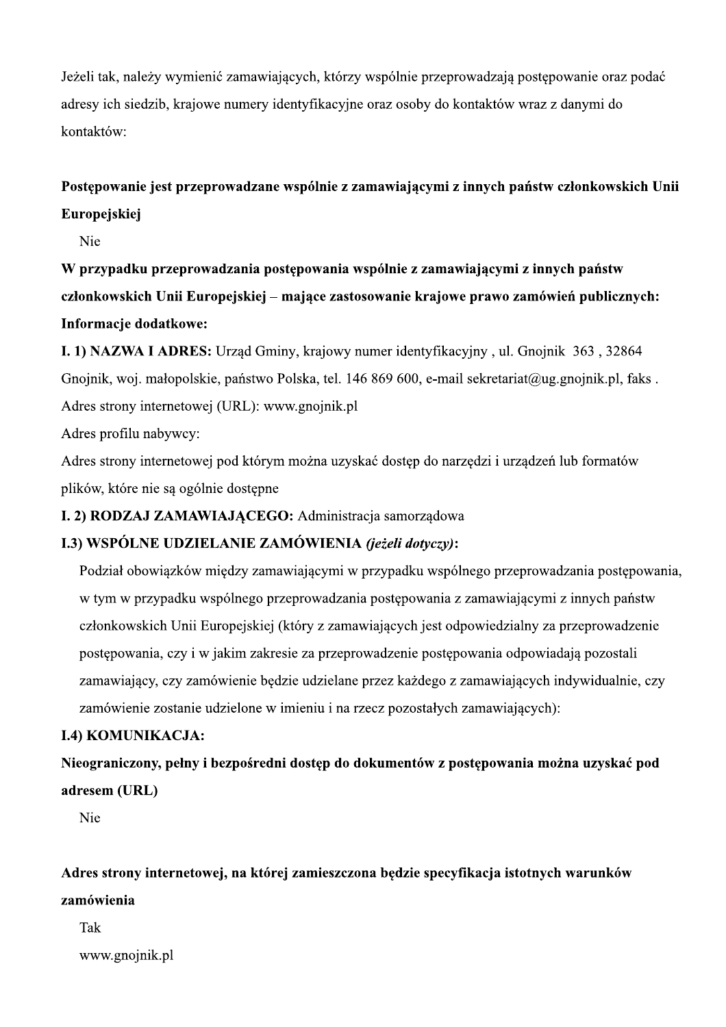Jeżeli tak, należy wymienić zamawiających, którzy wspólnie przeprowadzają postępowanie oraz podać adresy ich siedzib, krajowe numery identyfikacyjne oraz osoby do kontaktów wraz z danymi do kontaktów:

**Postępowanie jest przeprowadzane wspólnie z zamawiającymi z innych państw członkowskich Unii Europejskiej**

Nie

**W przypadku przeprowadzania postępowania wspólnie z zamawiającymi z innych państw członkowskich Unii Europejskiej – mające zastosowanie krajowe prawo zamówień publicznych:**

**Informacje dodatkowe:**

**I. 1) NAZWA I ADRES:** Urząd Gminy, krajowy numer identyfikacyjny , ul. Gnojnik 363 , 32864 Gnojnik, woj. małopolskie, państwo Polska, tel. 146 869 600, e-mail sekretariat@ug.gnojnik.pl, faks .

Adres strony internetowej (URL): www.gnojnik.pl

Adres profilu nabywcy:

Adres strony internetowej pod którym można uzyskać dostęp do narzędzi i urządzeń lub formatów plików, które nie są ogólnie dostępne

**I. 2) RODZAJ ZAMAWIAJĄCEGO:** Administracja samorządowa

**I.3) WSPÓLNE UDZIELANIE ZAMÓWIENIA *(jeżeli dotyczy)*:**

Podział obowiązków między zamawiającymi w przypadku wspólnego przeprowadzania postępowania, w tym w przypadku wspólnego przeprowadzania postępowania z zamawiającymi z innych państw członkowskich Unii Europejskiej (który z zamawiających jest odpowiedzialny za przeprowadzenie postępowania, czy i w jakim zakresie za przeprowadzenie postępowania odpowiadają pozostali zamawiający, czy zamówienie będzie udzielane przez każdego z zamawiających indywidualnie, czy zamówienie zostanie udzielone w imieniu i na rzecz pozostałych zamawiających):

**I.4) KOMUNIKACJA:**

**Nieograniczony, pełny i bezpośredni dostęp do dokumentów z postępowania można uzyskać pod adresem (URL)**

Nie

**Adres strony internetowej, na której zamieszczona będzie specyfikacja istotnych warunków zamówienia**

Tak

www.gnojnik.pl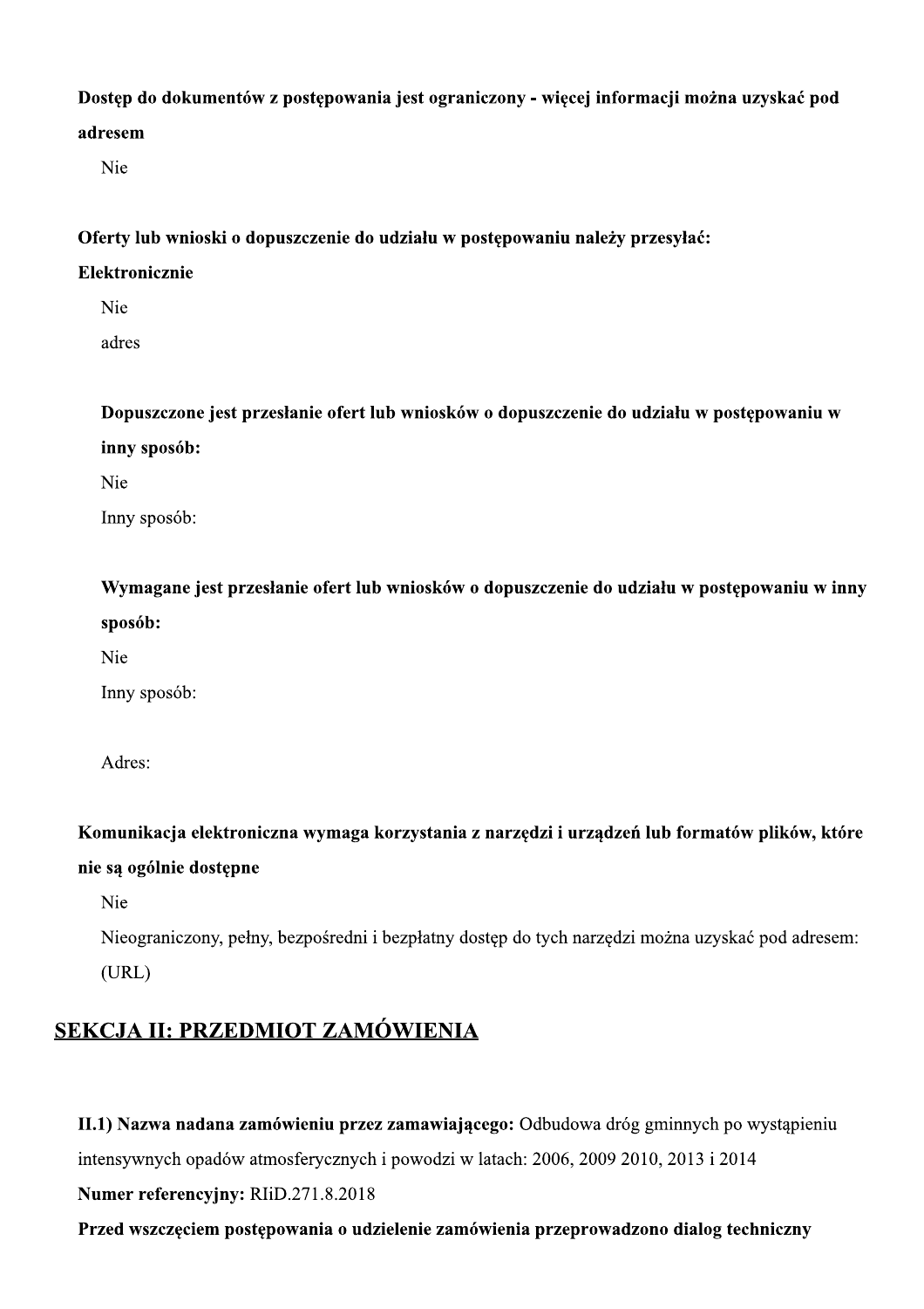**Dostęp do dokumentów z postępowania jest ograniczony - więcej informacji można uzyskać pod adresem**

Nie

**Oferty lub wnioski o dopuszczenie do udziału w postępowaniu należy przesyłać:**

**Elektronicznie**

Nie

adres

**Dopuszczone jest przesłanie ofert lub wniosków o dopuszczenie do udziału w postępowaniu w inny sposób:**

Nie

Inny sposób:

**Wymagane jest przesłanie ofert lub wniosków o dopuszczenie do udziału w postępowaniu w inny sposób:**

Nie

Inny sposób:

Adres:

**Komunikacja elektroniczna wymaga korzystania z narzędzi i urządzeń lub formatów plików, które nie są ogólnie dostępne**

Nie

Nieograniczony, pełny, bezpośredni i bezpłatny dostęp do tych narzędzi można uzyskać pod adresem: (URL)

## SEKCJA II: PRZEDMIOT ZAMÓWIENIA

**II.1) Nazwa nadana zamówieniu przez zamawiającego:** Odbudowa dróg gminnych po wystąpieniu intensywnych opadów atmosferycznych i powodzi w latach: 2006, 2009 2010, 2013 i 2014

**Numer referencyjny:** RIiD.271.8.2018

**Przed wszczęciem postępowania o udzielenie zamówienia przeprowadzono dialog techniczny**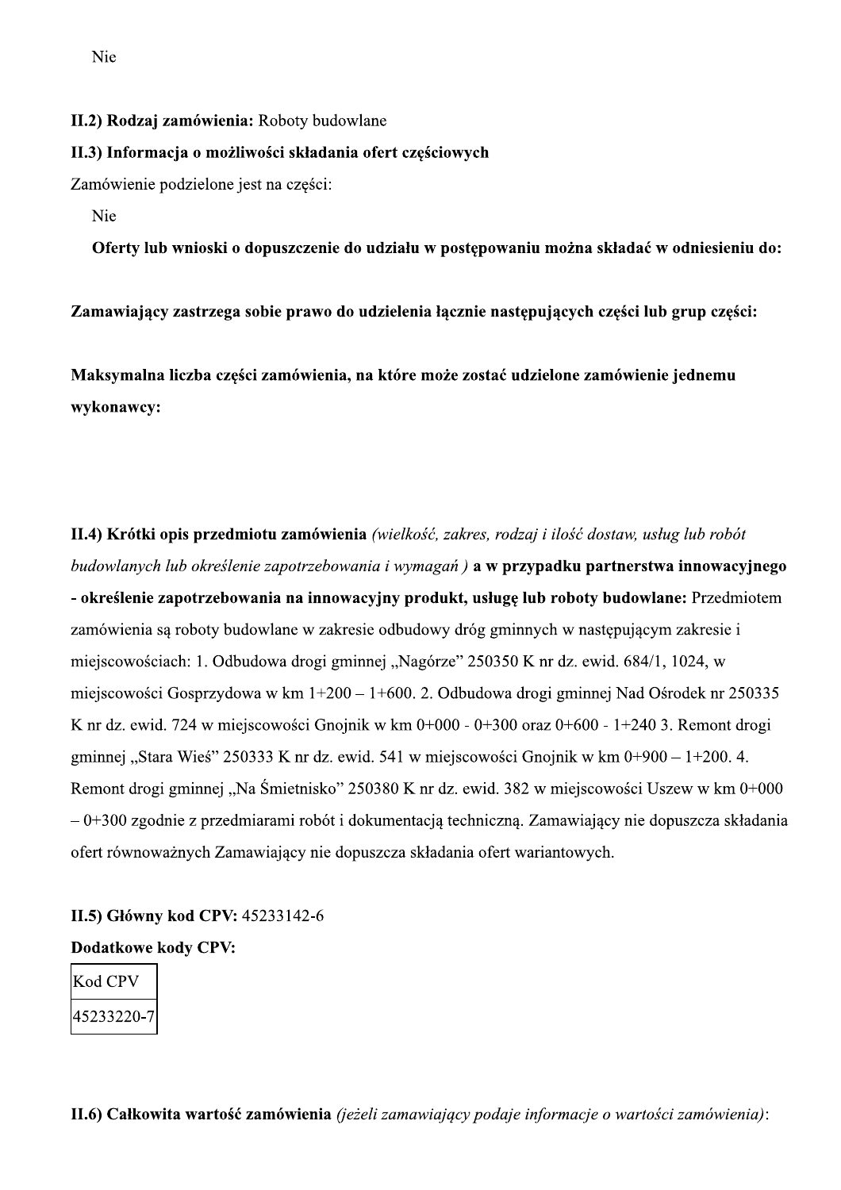Nie

**II.2) Rodzaj zamówienia:** Roboty budowlane

**II.3) Informacja o możliwości składania ofert częściowych**

Zamówienie podzielone jest na części:

Nie

**Oferty lub wnioski o dopuszczenie do udziału w postępowaniu można składać w odniesieniu do:**

**Zamawiający zastrzega sobie prawo do udzielenia łącznie następujących części lub grup części:**

**Maksymalna liczba części zamówienia, na które może zostać udzielone zamówienie jednemu wykonawcy:**

**II.4) Krótki opis przedmiotu zamówienia** *(wielkość, zakres, rodzaj i ilość dostaw, usług lub robót budowlanych lub określenie zapotrzebowania i wymagań )* **a w przypadku partnerstwa innowacyjnego - określenie zapotrzebowania na innowacyjny produkt, usługę lub roboty budowlane:** Przedmiotem zamówienia są roboty budowlane w zakresie odbudowy dróg gminnych w następującym zakresie i miejscowościach: 1. Odbudowa drogi gminnej „Nagórze" 250350 K nr dz. ewid. 684/1, 1024, w miejscowości Gosprzydowa w km 1+200 – 1+600. 2. Odbudowa drogi gminnej Nad Ośrodek nr 250335 K nr dz. ewid. 724 w miejscowości Gnojnik w km 0+000 - 0+300 oraz 0+600 - 1+240 3. Remont drogi gminnej „Stara Wieś" 250333 K nr dz. ewid. 541 w miejscowości Gnojnik w km 0+900 – 1+200. 4. Remont drogi gminnej „Na Śmietnisko" 250380 K nr dz. ewid. 382 w miejscowości Uszew w km 0+000 – 0+300 zgodnie z przedmiarami robót i dokumentacją techniczną. Zamawiający nie dopuszcza składania ofert równoważnych Zamawiający nie dopuszcza składania ofert wariantowych.

**II.5) Główny kod CPV:** 45233142-6

**Dodatkowe kody CPV:**

| Kod CPV |
|---|
| 45233220-7 |

**II.6) Całkowita wartość zamówienia** *(jeżeli zamawiający podaje informacje o wartości zamówienia)*: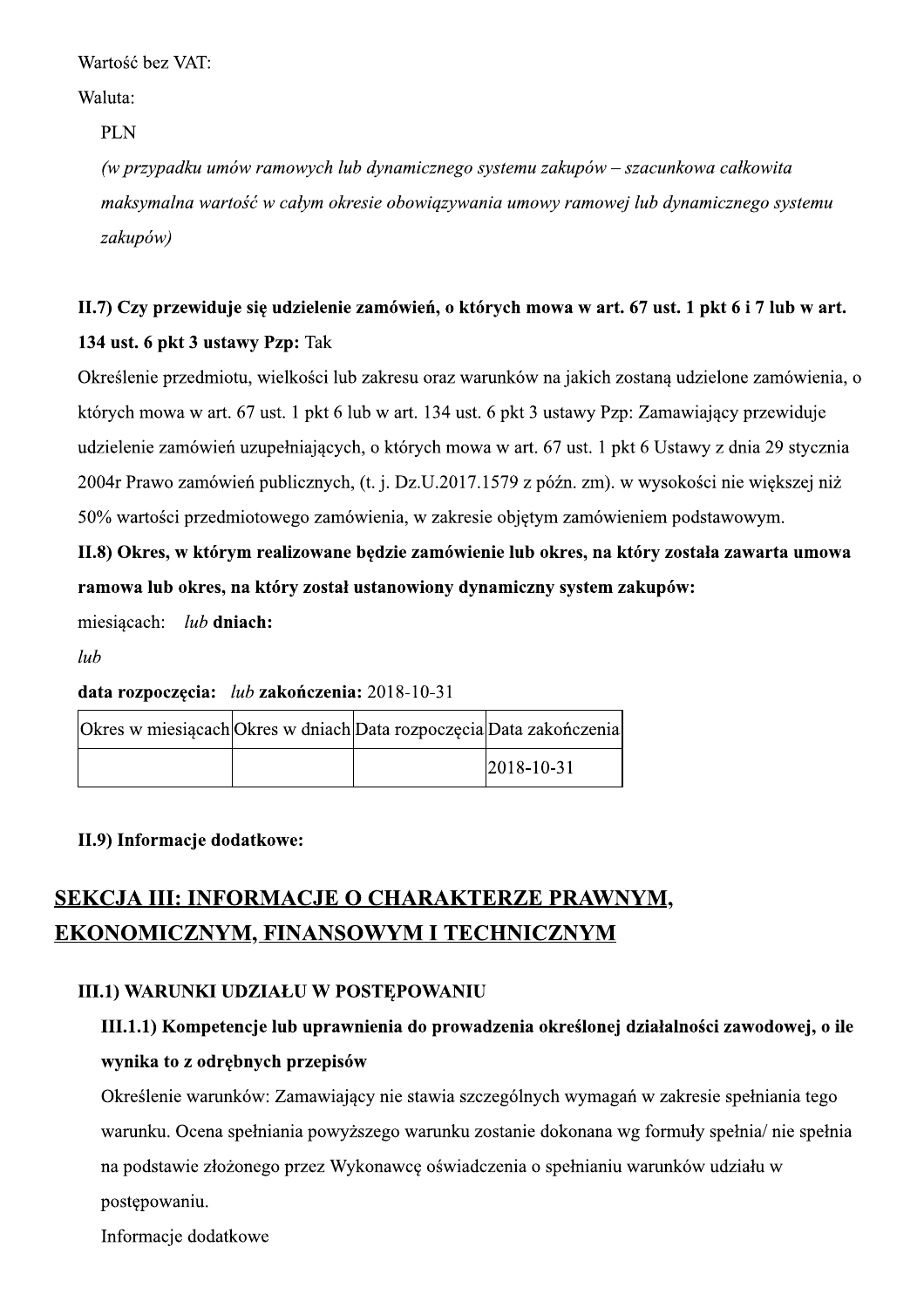Wartość bez VAT:

Waluta:

PLN

*(w przypadku umów ramowych lub dynamicznego systemu zakupów – szacunkowa całkowita maksymalna wartość w całym okresie obowiązywania umowy ramowej lub dynamicznego systemu zakupów)*

**II.7) Czy przewiduje się udzielenie zamówień, o których mowa w art. 67 ust. 1 pkt 6 i 7 lub w art. 134 ust. 6 pkt 3 ustawy Pzp:** Tak

Określenie przedmiotu, wielkości lub zakresu oraz warunków na jakich zostaną udzielone zamówienia, o których mowa w art. 67 ust. 1 pkt 6 lub w art. 134 ust. 6 pkt 3 ustawy Pzp: Zamawiający przewiduje udzielenie zamówień uzupełniających, o których mowa w art. 67 ust. 1 pkt 6 Ustawy z dnia 29 stycznia 2004r Prawo zamówień publicznych, (t. j. Dz.U.2017.1579 z późn. zm). w wysokości nie większej niż 50% wartości przedmiotowego zamówienia, w zakresie objętym zamówieniem podstawowym.

**II.8) Okres, w którym realizowane będzie zamówienie lub okres, na który została zawarta umowa ramowa lub okres, na który został ustanowiony dynamiczny system zakupów:**

miesiącach: *lub* **dniach:**

*lub*

**data rozpoczęcia:** *lub* **zakończenia:** 2018-10-31

| Okres w miesiącach | Okres w dniach | Data rozpoczęcia | Data zakończenia |
|---|---|---|---|
| | | | 2018-10-31 |

**II.9) Informacje dodatkowe:**

## SEKCJA III: INFORMACJE O CHARAKTERZE PRAWNYM, EKONOMICZNYM, FINANSOWYM I TECHNICZNYM

### III.1) WARUNKI UDZIAŁU W POSTĘPOWANIU

**III.1.1) Kompetencje lub uprawnienia do prowadzenia określonej działalności zawodowej, o ile wynika to z odrębnych przepisów**

Określenie warunków: Zamawiający nie stawia szczególnych wymagań w zakresie spełniania tego warunku. Ocena spełniania powyższego warunku zostanie dokonana wg formuły spełnia/ nie spełnia na podstawie złożonego przez Wykonawcę oświadczenia o spełnianiu warunków udziału w postępowaniu.

Informacje dodatkowe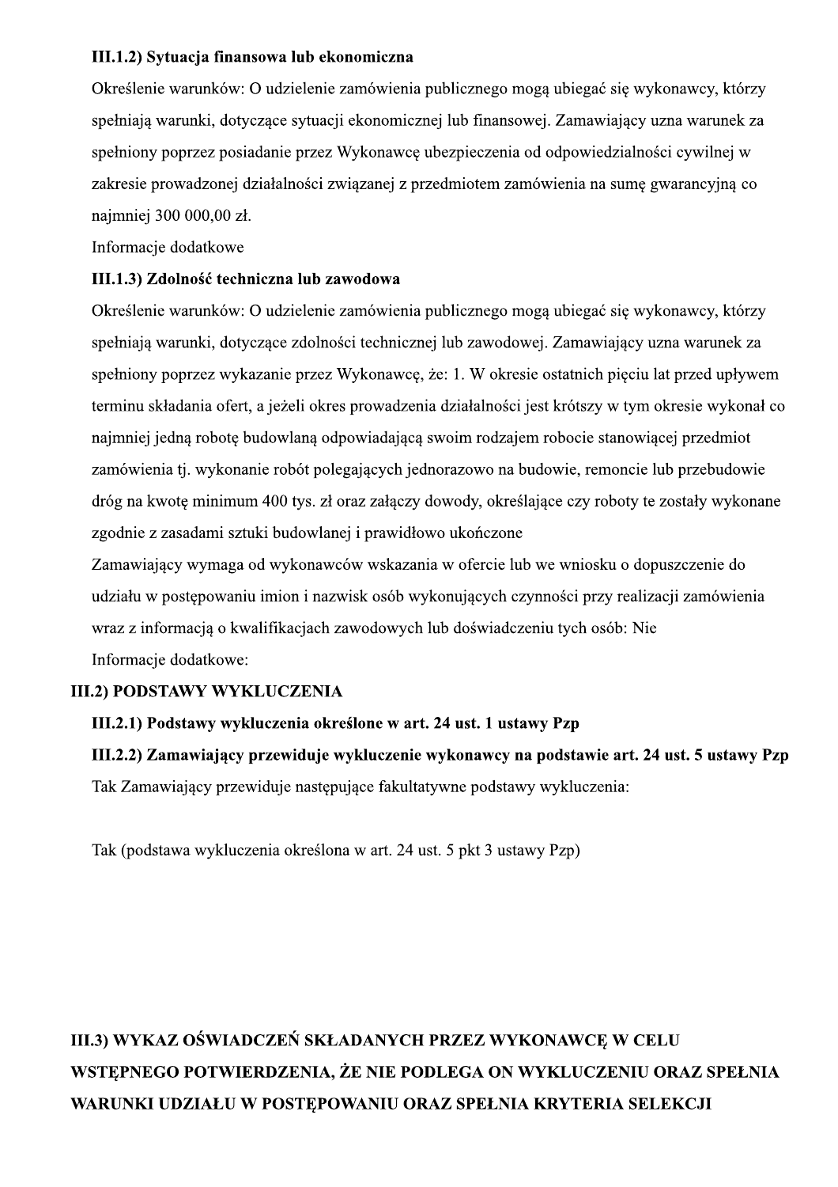**III.1.2) Sytuacja finansowa lub ekonomiczna**

Określenie warunków: O udzielenie zamówienia publicznego mogą ubiegać się wykonawcy, którzy spełniają warunki, dotyczące sytuacji ekonomicznej lub finansowej. Zamawiający uzna warunek za spełniony poprzez posiadanie przez Wykonawcę ubezpieczenia od odpowiedzialności cywilnej w zakresie prowadzonej działalności związanej z przedmiotem zamówienia na sumę gwarancyjną co najmniej 300 000,00 zł.

Informacje dodatkowe

**III.1.3) Zdolność techniczna lub zawodowa**

Określenie warunków: O udzielenie zamówienia publicznego mogą ubiegać się wykonawcy, którzy spełniają warunki, dotyczące zdolności technicznej lub zawodowej. Zamawiający uzna warunek za spełniony poprzez wykazanie przez Wykonawcę, że: 1. W okresie ostatnich pięciu lat przed upływem terminu składania ofert, a jeżeli okres prowadzenia działalności jest krótszy w tym okresie wykonał co najmniej jedną robotę budowlaną odpowiadającą swoim rodzajem robocie stanowiącej przedmiot zamówienia tj. wykonanie robót polegających jednorazowo na budowie, remoncie lub przebudowie dróg na kwotę minimum 400 tys. zł oraz załączy dowody, określające czy roboty te zostały wykonane zgodnie z zasadami sztuki budowlanej i prawidłowo ukończone

Zamawiający wymaga od wykonawców wskazania w ofercie lub we wniosku o dopuszczenie do udziału w postępowaniu imion i nazwisk osób wykonujących czynności przy realizacji zamówienia wraz z informacją o kwalifikacjach zawodowych lub doświadczeniu tych osób: Nie

Informacje dodatkowe:

**III.2) PODSTAWY WYKLUCZENIA**

**III.2.1) Podstawy wykluczenia określone w art. 24 ust. 1 ustawy Pzp**

**III.2.2) Zamawiający przewiduje wykluczenie wykonawcy na podstawie art. 24 ust. 5 ustawy Pzp**

Tak Zamawiający przewiduje następujące fakultatywne podstawy wykluczenia:

Tak (podstawa wykluczenia określona w art. 24 ust. 5 pkt 3 ustawy Pzp)

**III.3) WYKAZ OŚWIADCZEŃ SKŁADANYCH PRZEZ WYKONAWCĘ W CELU WSTĘPNEGO POTWIERDZENIA, ŻE NIE PODLEGA ON WYKLUCZENIU ORAZ SPEŁNIA WARUNKI UDZIAŁU W POSTĘPOWANIU ORAZ SPEŁNIA KRYTERIA SELEKCJI**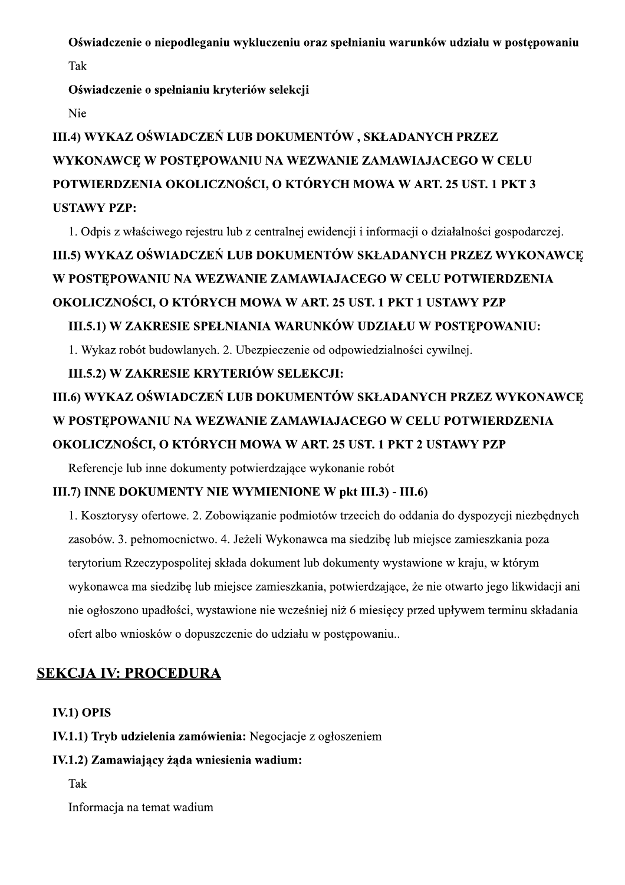**Oświadczenie o niepodleganiu wykluczeniu oraz spełnianiu warunków udziału w postępowaniu**

Tak

**Oświadczenie o spełnianiu kryteriów selekcji**

Nie

**III.4) WYKAZ OŚWIADCZEŃ LUB DOKUMENTÓW , SKŁADANYCH PRZEZ WYKONAWCĘ W POSTĘPOWANIU NA WEZWANIE ZAMAWIAJACEGO W CELU POTWIERDZENIA OKOLICZNOŚCI, O KTÓRYCH MOWA W ART. 25 UST. 1 PKT 3 USTAWY PZP:**

1. Odpis z właściwego rejestru lub z centralnej ewidencji i informacji o działalności gospodarczej.

**III.5) WYKAZ OŚWIADCZEŃ LUB DOKUMENTÓW SKŁADANYCH PRZEZ WYKONAWCĘ W POSTĘPOWANIU NA WEZWANIE ZAMAWIAJACEGO W CELU POTWIERDZENIA OKOLICZNOŚCI, O KTÓRYCH MOWA W ART. 25 UST. 1 PKT 1 USTAWY PZP**

**III.5.1) W ZAKRESIE SPEŁNIANIA WARUNKÓW UDZIAŁU W POSTĘPOWANIU:**

1. Wykaz robót budowlanych. 2. Ubezpieczenie od odpowiedzialności cywilnej.

**III.5.2) W ZAKRESIE KRYTERIÓW SELEKCJI:**

**III.6) WYKAZ OŚWIADCZEŃ LUB DOKUMENTÓW SKŁADANYCH PRZEZ WYKONAWCĘ W POSTĘPOWANIU NA WEZWANIE ZAMAWIAJACEGO W CELU POTWIERDZENIA OKOLICZNOŚCI, O KTÓRYCH MOWA W ART. 25 UST. 1 PKT 2 USTAWY PZP**

Referencje lub inne dokumenty potwierdzające wykonanie robót

**III.7) INNE DOKUMENTY NIE WYMIENIONE W pkt III.3) - III.6)**

1. Kosztorysy ofertowe. 2. Zobowiązanie podmiotów trzecich do oddania do dyspozycji niezbędnych zasobów. 3. pełnomocnictwo. 4. Jeżeli Wykonawca ma siedzibę lub miejsce zamieszkania poza terytorium Rzeczypospolitej składa dokument lub dokumenty wystawione w kraju, w którym wykonawca ma siedzibę lub miejsce zamieszkania, potwierdzające, że nie otwarto jego likwidacji ani nie ogłoszono upadłości, wystawione nie wcześniej niż 6 miesięcy przed upływem terminu składania ofert albo wniosków o dopuszczenie do udziału w postępowaniu..

## SEKCJA IV: PROCEDURA

**IV.1) OPIS**

**IV.1.1) Tryb udzielenia zamówienia:** Negocjacje z ogłoszeniem

**IV.1.2) Zamawiający żąda wniesienia wadium:**

Tak

Informacja na temat wadium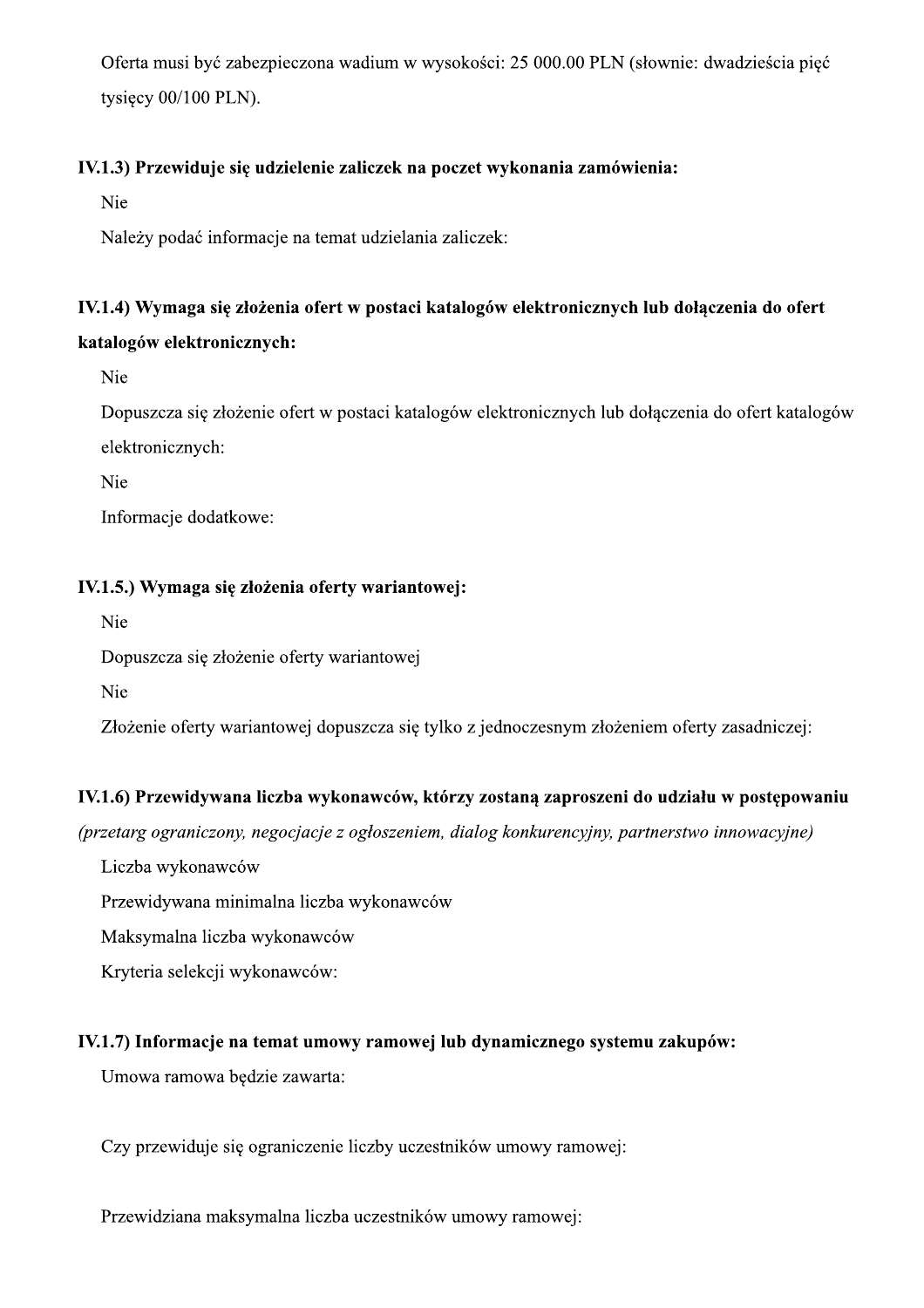Oferta musi być zabezpieczona wadium w wysokości: 25 000.00 PLN (słownie: dwadzieścia pięć tysięcy 00/100 PLN).

**IV.1.3) Przewiduje się udzielenie zaliczek na poczet wykonania zamówienia:**

Nie

Należy podać informacje na temat udzielania zaliczek:

**IV.1.4) Wymaga się złożenia ofert w postaci katalogów elektronicznych lub dołączenia do ofert katalogów elektronicznych:**

Nie

Dopuszcza się złożenie ofert w postaci katalogów elektronicznych lub dołączenia do ofert katalogów elektronicznych:

Nie

Informacje dodatkowe:

**IV.1.5.) Wymaga się złożenia oferty wariantowej:**

Nie

Dopuszcza się złożenie oferty wariantowej

Nie

Złożenie oferty wariantowej dopuszcza się tylko z jednoczesnym złożeniem oferty zasadniczej:

**IV.1.6) Przewidywana liczba wykonawców, którzy zostaną zaproszeni do udziału w postępowaniu**
*(przetarg ograniczony, negocjacje z ogłoszeniem, dialog konkurencyjny, partnerstwo innowacyjne)*

Liczba wykonawców

Przewidywana minimalna liczba wykonawców

Maksymalna liczba wykonawców

Kryteria selekcji wykonawców:

**IV.1.7) Informacje na temat umowy ramowej lub dynamicznego systemu zakupów:**

Umowa ramowa będzie zawarta:

Czy przewiduje się ograniczenie liczby uczestników umowy ramowej:

Przewidziana maksymalna liczba uczestników umowy ramowej: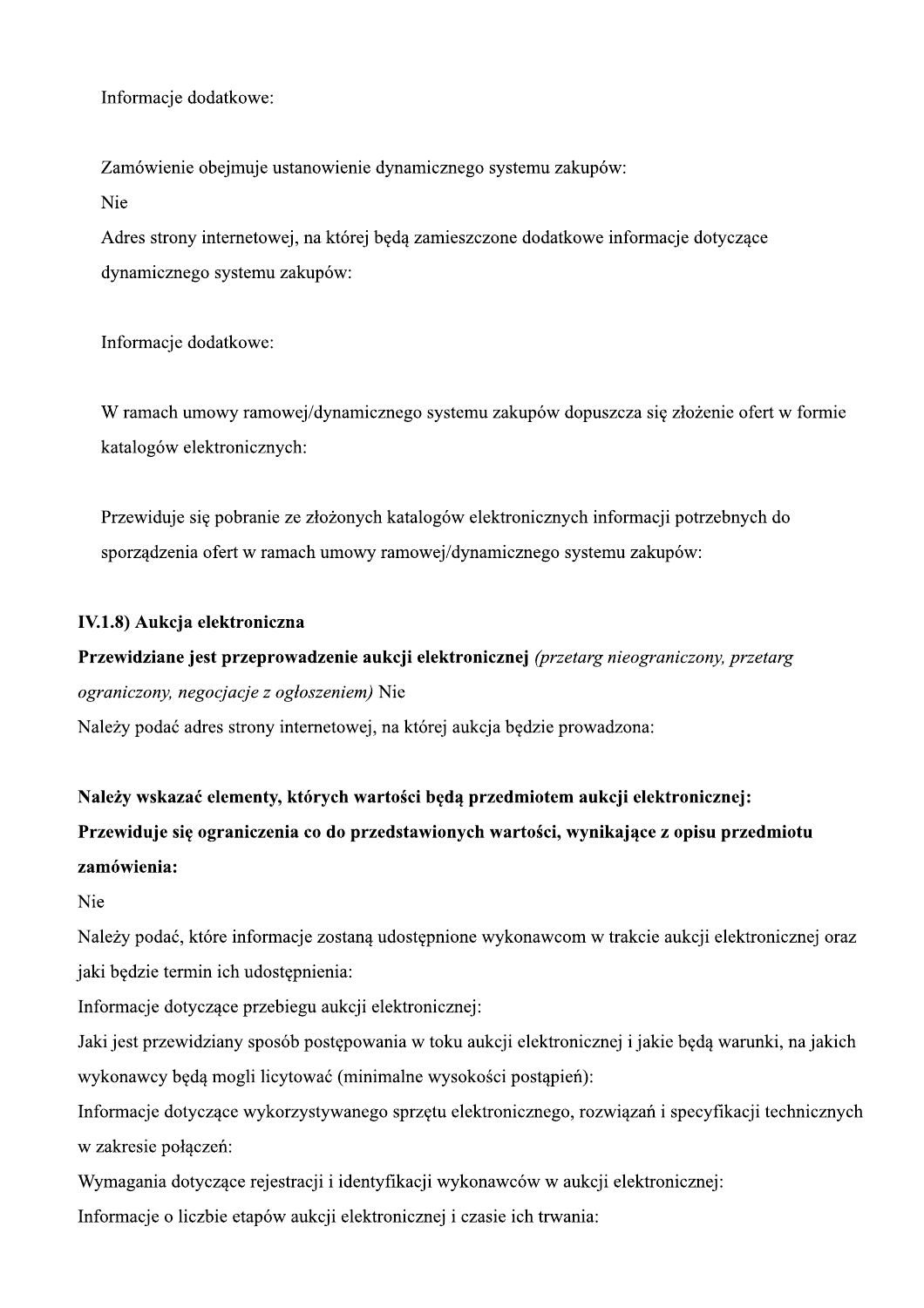Informacje dodatkowe:

Zamówienie obejmuje ustanowienie dynamicznego systemu zakupów:

Nie

Adres strony internetowej, na której będą zamieszczone dodatkowe informacje dotyczące dynamicznego systemu zakupów:

Informacje dodatkowe:

W ramach umowy ramowej/dynamicznego systemu zakupów dopuszcza się złożenie ofert w formie katalogów elektronicznych:

Przewiduje się pobranie ze złożonych katalogów elektronicznych informacji potrzebnych do sporządzenia ofert w ramach umowy ramowej/dynamicznego systemu zakupów:

**IV.1.8) Aukcja elektroniczna**

**Przewidziane jest przeprowadzenie aukcji elektronicznej** *(przetarg nieograniczony, przetarg ograniczony, negocjacje z ogłoszeniem)* Nie

Należy podać adres strony internetowej, na której aukcja będzie prowadzona:

**Należy wskazać elementy, których wartości będą przedmiotem aukcji elektronicznej:**

**Przewiduje się ograniczenia co do przedstawionych wartości, wynikające z opisu przedmiotu zamówienia:**

Nie

Należy podać, które informacje zostaną udostępnione wykonawcom w trakcie aukcji elektronicznej oraz jaki będzie termin ich udostępnienia:

Informacje dotyczące przebiegu aukcji elektronicznej:

Jaki jest przewidziany sposób postępowania w toku aukcji elektronicznej i jakie będą warunki, na jakich wykonawcy będą mogli licytować (minimalne wysokości postąpień):

Informacje dotyczące wykorzystywanego sprzętu elektronicznego, rozwiązań i specyfikacji technicznych w zakresie połączeń:

Wymagania dotyczące rejestracji i identyfikacji wykonawców w aukcji elektronicznej:

Informacje o liczbie etapów aukcji elektronicznej i czasie ich trwania: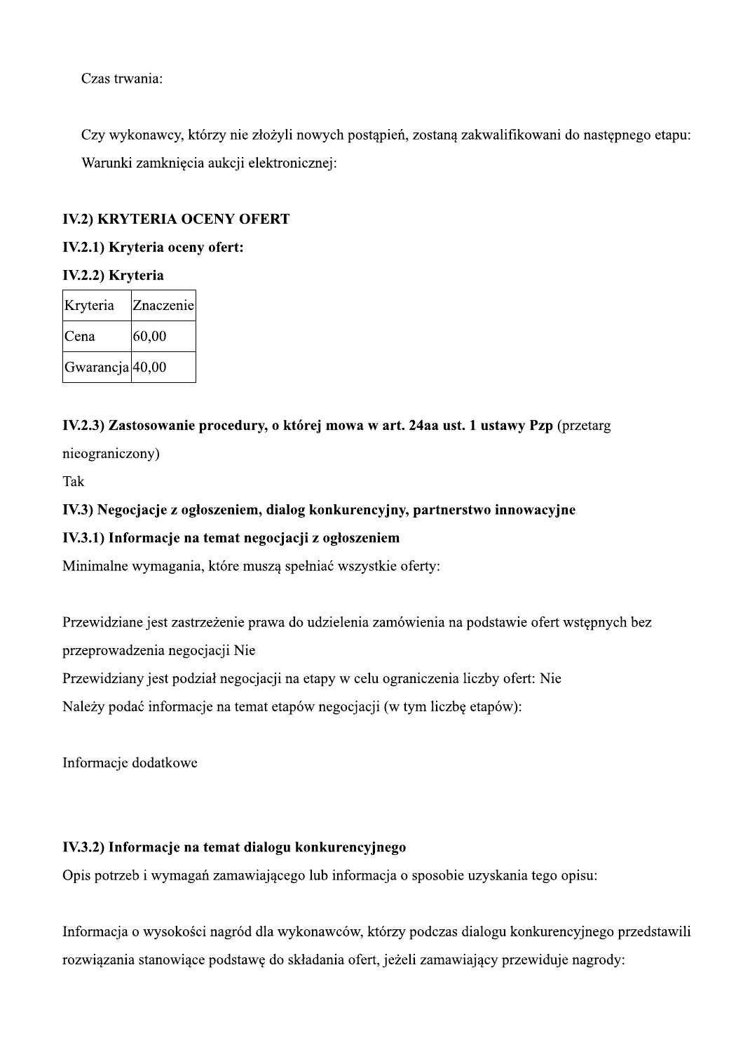Czas trwania:

Czy wykonawcy, którzy nie złożyli nowych postąpień, zostaną zakwalifikowani do następnego etapu:
Warunki zamknięcia aukcji elektronicznej:

**IV.2) KRYTERIA OCENY OFERT**

**IV.2.1) Kryteria oceny ofert:**

**IV.2.2) Kryteria**

| Kryteria | Znaczenie |
| --- | --- |
| Cena | 60,00 |
| Gwarancja | 40,00 |

**IV.2.3) Zastosowanie procedury, o której mowa w art. 24aa ust. 1 ustawy Pzp** (przetarg nieograniczony)
Tak

**IV.3) Negocjacje z ogłoszeniem, dialog konkurencyjny, partnerstwo innowacyjne**

**IV.3.1) Informacje na temat negocjacji z ogłoszeniem**

Minimalne wymagania, które muszą spełniać wszystkie oferty:

Przewidziane jest zastrzeżenie prawa do udzielenia zamówienia na podstawie ofert wstępnych bez przeprowadzenia negocjacji Nie
Przewidziany jest podział negocjacji na etapy w celu ograniczenia liczby ofert: Nie
Należy podać informacje na temat etapów negocjacji (w tym liczbę etapów):

Informacje dodatkowe

**IV.3.2) Informacje na temat dialogu konkurencyjnego**

Opis potrzeb i wymagań zamawiającego lub informacja o sposobie uzyskania tego opisu:

Informacja o wysokości nagród dla wykonawców, którzy podczas dialogu konkurencyjnego przedstawili rozwiązania stanowiące podstawę do składania ofert, jeżeli zamawiający przewiduje nagrody: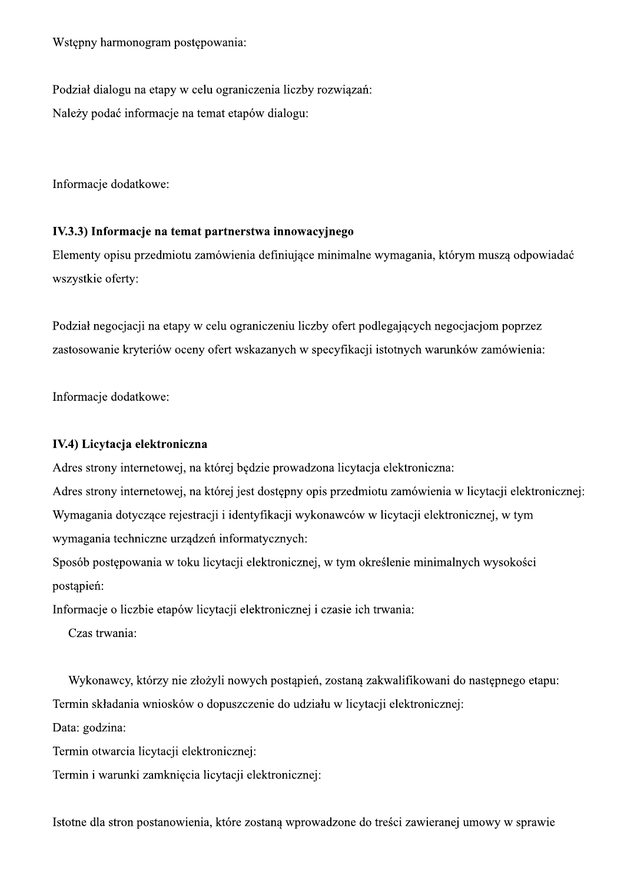Wstępny harmonogram postępowania:

Podział dialogu na etapy w celu ograniczenia liczby rozwiązań:

Należy podać informacje na temat etapów dialogu:

Informacje dodatkowe:

**IV.3.3) Informacje na temat partnerstwa innowacyjnego**

Elementy opisu przedmiotu zamówienia definiujące minimalne wymagania, którym muszą odpowiadać wszystkie oferty:

Podział negocjacji na etapy w celu ograniczeniu liczby ofert podlegających negocjacjom poprzez zastosowanie kryteriów oceny ofert wskazanych w specyfikacji istotnych warunków zamówienia:

Informacje dodatkowe:

**IV.4) Licytacja elektroniczna**

Adres strony internetowej, na której będzie prowadzona licytacja elektroniczna:

Adres strony internetowej, na której jest dostępny opis przedmiotu zamówienia w licytacji elektronicznej:

Wymagania dotyczące rejestracji i identyfikacji wykonawców w licytacji elektronicznej, w tym wymagania techniczne urządzeń informatycznych:

Sposób postępowania w toku licytacji elektronicznej, w tym określenie minimalnych wysokości postąpień:

Informacje o liczbie etapów licytacji elektronicznej i czasie ich trwania:

Czas trwania:

Wykonawcy, którzy nie złożyli nowych postąpień, zostaną zakwalifikowani do następnego etapu:

Termin składania wniosków o dopuszczenie do udziału w licytacji elektronicznej:

Data: godzina:

Termin otwarcia licytacji elektronicznej:

Termin i warunki zamknięcia licytacji elektronicznej:

Istotne dla stron postanowienia, które zostaną wprowadzone do treści zawieranej umowy w sprawie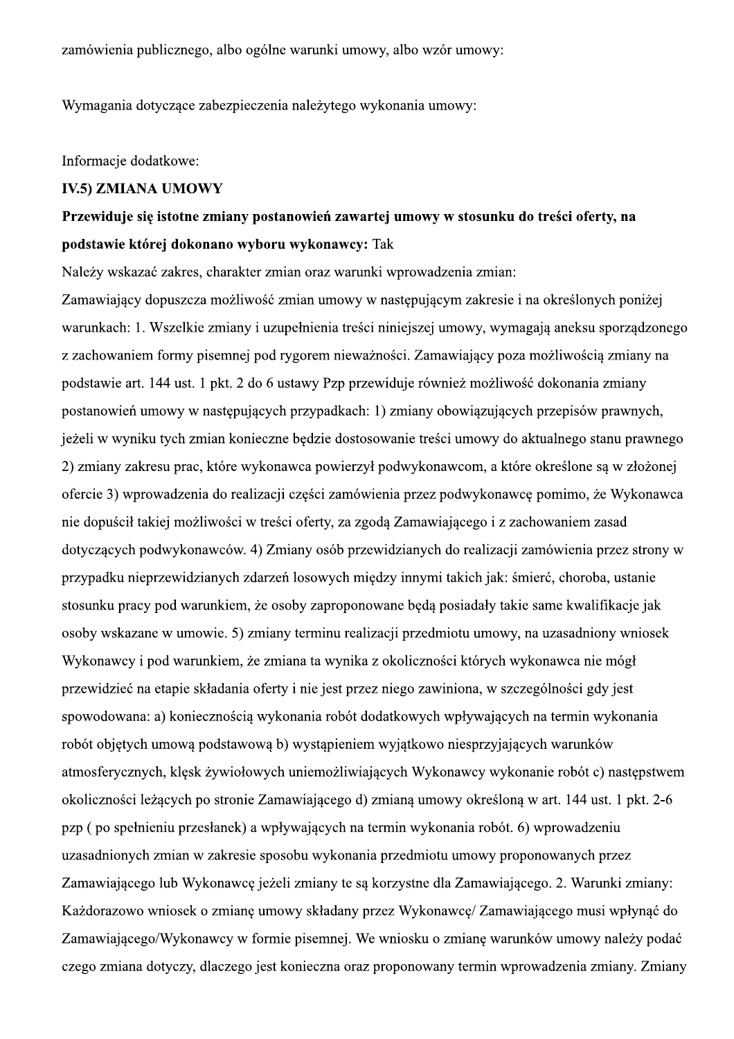zamówienia publicznego, albo ogólne warunki umowy, albo wzór umowy:

Wymagania dotyczące zabezpieczenia należytego wykonania umowy:

Informacje dodatkowe:

**IV.5) ZMIANA UMOWY**

**Przewiduje się istotne zmiany postanowień zawartej umowy w stosunku do treści oferty, na podstawie której dokonano wyboru wykonawcy:** Tak

Należy wskazać zakres, charakter zmian oraz warunki wprowadzenia zmian:

Zamawiający dopuszcza możliwość zmian umowy w następującym zakresie i na określonych poniżej warunkach: 1. Wszelkie zmiany i uzupełnienia treści niniejszej umowy, wymagają aneksu sporządzonego z zachowaniem formy pisemnej pod rygorem nieważności. Zamawiający poza możliwością zmiany na podstawie art. 144 ust. 1 pkt. 2 do 6 ustawy Pzp przewiduje również możliwość dokonania zmiany postanowień umowy w następujących przypadkach: 1) zmiany obowiązujących przepisów prawnych, jeżeli w wyniku tych zmian konieczne będzie dostosowanie treści umowy do aktualnego stanu prawnego 2) zmiany zakresu prac, które wykonawca powierzył podwykonawcom, a które określone są w złożonej ofercie 3) wprowadzenia do realizacji części zamówienia przez podwykonawcę pomimo, że Wykonawca nie dopuścił takiej możliwości w treści oferty, za zgodą Zamawiającego i z zachowaniem zasad dotyczących podwykonawców. 4) Zmiany osób przewidzianych do realizacji zamówienia przez strony w przypadku nieprzewidzianych zdarzeń losowych między innymi takich jak: śmierć, choroba, ustanie stosunku pracy pod warunkiem, że osoby zaproponowane będą posiadały takie same kwalifikacje jak osoby wskazane w umowie. 5) zmiany terminu realizacji przedmiotu umowy, na uzasadniony wniosek Wykonawcy i pod warunkiem, że zmiana ta wynika z okoliczności których wykonawca nie mógł przewidzieć na etapie składania oferty i nie jest przez niego zawiniona, w szczególności gdy jest spowodowana: a) koniecznością wykonania robót dodatkowych wpływających na termin wykonania robót objętych umową podstawową b) wystąpieniem wyjątkowo niesprzyjających warunków atmosferycznych, klęsk żywiołowych uniemożliwiających Wykonawcy wykonanie robót c) następstwem okoliczności leżących po stronie Zamawiającego d) zmianą umowy określoną w art. 144 ust. 1 pkt. 2-6 pzp ( po spełnieniu przesłanek) a wpływających na termin wykonania robót. 6) wprowadzeniu uzasadnionych zmian w zakresie sposobu wykonania przedmiotu umowy proponowanych przez Zamawiającego lub Wykonawcę jeżeli zmiany te są korzystne dla Zamawiającego. 2. Warunki zmiany: Każdorazowo wniosek o zmianę umowy składany przez Wykonawcę/ Zamawiającego musi wpłynąć do Zamawiającego/Wykonawcy w formie pisemnej. We wniosku o zmianę warunków umowy należy podać czego zmiana dotyczy, dlaczego jest konieczna oraz proponowany termin wprowadzenia zmiany. Zmiany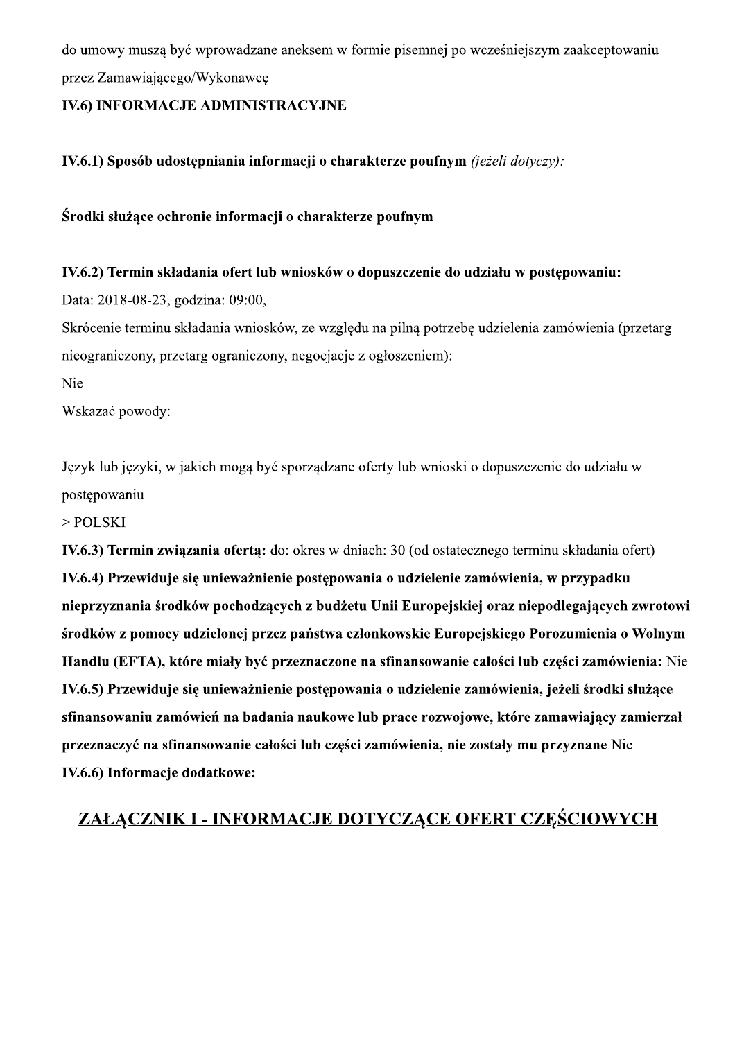do umowy muszą być wprowadzane aneksem w formie pisemnej po wcześniejszym zaakceptowaniu przez Zamawiającego/Wykonawcę

**IV.6) INFORMACJE ADMINISTRACYJNE**

**IV.6.1) Sposób udostępniania informacji o charakterze poufnym** *(jeżeli dotyczy):*

**Środki służące ochronie informacji o charakterze poufnym**

**IV.6.2) Termin składania ofert lub wniosków o dopuszczenie do udziału w postępowaniu:**

Data: 2018-08-23, godzina: 09:00,

Skrócenie terminu składania wniosków, ze względu na pilną potrzebę udzielenia zamówienia (przetarg nieograniczony, przetarg ograniczony, negocjacje z ogłoszeniem):

Nie

Wskazać powody:

Język lub języki, w jakich mogą być sporządzane oferty lub wnioski o dopuszczenie do udziału w postępowaniu

> POLSKI

**IV.6.3) Termin związania ofertą:** do: okres w dniach: 30 (od ostatecznego terminu składania ofert)

**IV.6.4) Przewiduje się unieważnienie postępowania o udzielenie zamówienia, w przypadku nieprzyznania środków pochodzących z budżetu Unii Europejskiej oraz niepodlegających zwrotowi środków z pomocy udzielonej przez państwa członkowskie Europejskiego Porozumienia o Wolnym Handlu (EFTA), które miały być przeznaczone na sfinansowanie całości lub części zamówienia:** Nie

**IV.6.5) Przewiduje się unieważnienie postępowania o udzielenie zamówienia, jeżeli środki służące sfinansowaniu zamówień na badania naukowe lub prace rozwojowe, które zamawiający zamierzał przeznaczyć na sfinansowanie całości lub części zamówienia, nie zostały mu przyznane** Nie

**IV.6.6) Informacje dodatkowe:**

## ZAŁĄCZNIK I - INFORMACJE DOTYCZĄCE OFERT CZĘŚCIOWYCH